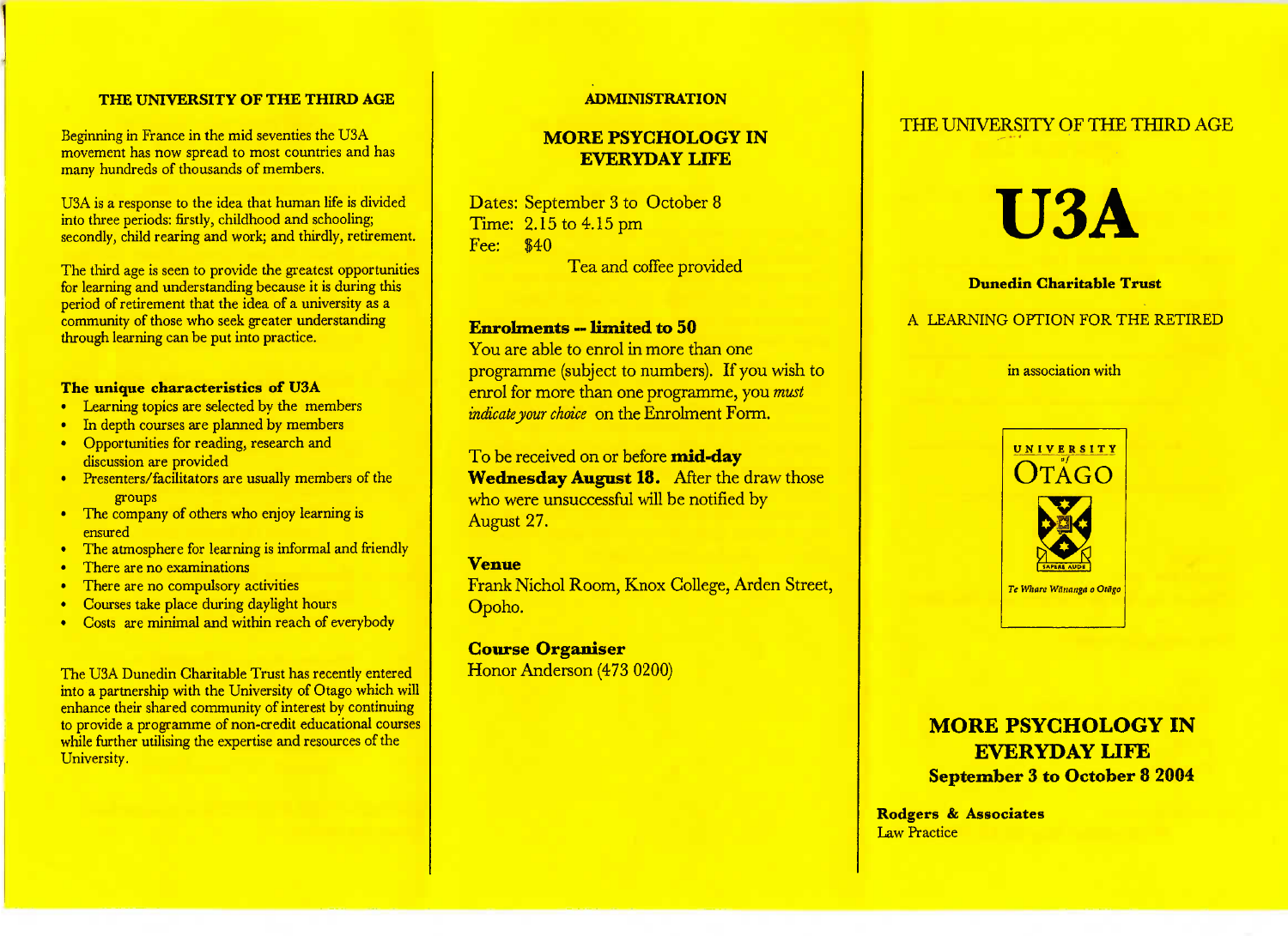## THE UNIVERSITY OF THE THIRD AGE

Beginning in France in the mid seventies the U3A movement has now spread to most countries and has many hundreds of thousands of members.

U3A is a response to the idea that human life is divided into three periods: firstly, childhood and schooling; secondly, child rearing and work; and thirdly, retirement.

The third age is seen to provide the greatest opportunities for learning and understanding because it is during this period of retirement that the idea of a university as a community of those who seek greater understanding through learning can be put into practice.

### The unique characteristics of U3A

- Learning topics are selected by the members
- In depth courses are planned by members
- Opportunities for reading, research and discussion are provided
- Presenters/facilitators are usually members of the groups
- The company of others who enjoy learning is ensured
- The atmosphere for learning is informal and friendly
- There are no examinations
- There are no compulsory activities
- Courses take place during daylight hours
- Costs are minimal and within reach of everybody

The U3A Dunedin Charitable Trust has recently entered into a partnership with the University of Otago which will enhance their shared community of interest by continuing to provide a programme of non-credit educational courses while further utilising the expertise and resources of the University.

## ADMINISTRATION

### MORE PSYCHOLOGY IN EVERYDAY LIFE

Dates: September 3 to October 8
Time: 2.15 to 4.15 pm
Fee: $40

Tea and coffee provided

**Enrolments -- limited to 50**
You are able to enrol in more than one programme (subject to numbers). If you wish to enrol for more than one programme, you *must indicate your choice* on the Enrolment Form.

To be received on or before **mid-day Wednesday August 18.** After the draw those who were unsuccessful will be notified by August 27.

**Venue**
Frank Nichol Room, Knox College, Arden Street, Opoho.

**Course Organiser**
Honor Anderson (473 0200)

THE UNIVERSITY OF THE THIRD AGE

# U3A

**Dunedin Charitable Trust**

A LEARNING OPTION FOR THE RETIRED

in association with

UNIVERSITY of OTAGO
SAPERE AUDE
*Te Whare Wānanga o Otāgo*

## MORE PSYCHOLOGY IN EVERYDAY LIFE
**September 3 to October 8 2004**

**Rodgers & Associates**
Law Practice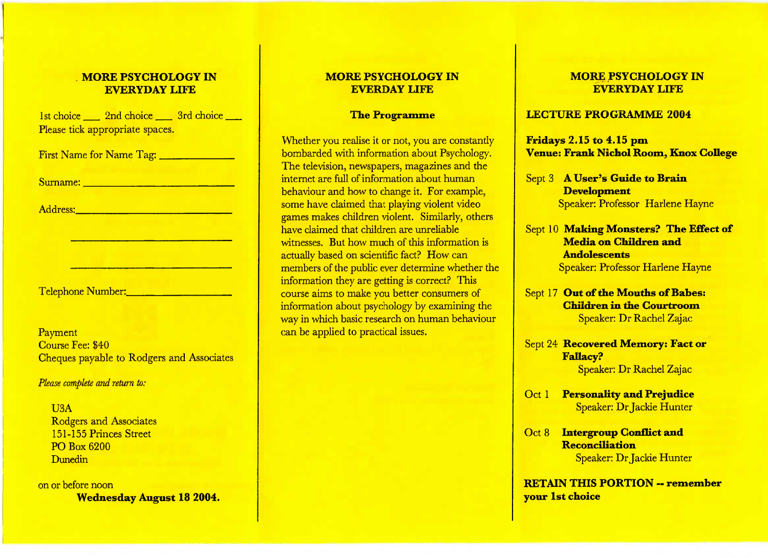## MORE PSYCHOLOGY IN EVERYDAY LIFE

1st choice \_\_\_ 2nd choice \_\_\_ 3rd choice \_\_\_
Please tick appropriate spaces.

First Name for Name Tag: \_\_\_\_\_\_\_\_\_\_\_\_

Surname: \_\_\_\_\_\_\_\_\_\_\_\_\_\_\_\_\_\_\_\_\_\_

Address: \_\_\_\_\_\_\_\_\_\_\_\_\_\_\_\_\_\_\_\_\_\_

\_\_\_\_\_\_\_\_\_\_\_\_\_\_\_\_\_\_\_\_\_\_

\_\_\_\_\_\_\_\_\_\_\_\_\_\_\_\_\_\_\_\_\_\_

Telephone Number: \_\_\_\_\_\_\_\_\_\_\_\_\_\_\_\_

Payment
Course Fee: $40
Cheques payable to Rodgers and Associates

*Please complete and return to:*

U3A
Rodgers and Associates
151-155 Princes Street
PO Box 6200
Dunedin

on or before noon
**Wednesday August 18 2004.**

## MORE PSYCHOLOGY IN EVERDAY LIFE

### The Programme

Whether you realise it or not, you are constantly bombarded with information about Psychology. The television, newspapers, magazines and the internet are full of information about human behaviour and how to change it. For example, some have claimed that playing violent video games makes children violent. Similarly, others have claimed that children are unreliable witnesses. But how much of this information is actually based on scientific fact? How can members of the public ever determine whether the information they are getting is correct? This course aims to make you better consumers of information about psychology by examining the way in which basic research on human behaviour can be applied to practical issues.

## MORE PSYCHOLOGY IN EVERYDAY LIFE

### LECTURE PROGRAMME 2004

**Fridays 2.15 to 4.15 pm**
**Venue: Frank Nichol Room, Knox College**

Sept 3 **A User's Guide to Brain Development**
Speaker: Professor Harlene Hayne

Sept 10 **Making Monsters? The Effect of Media on Children and Andolescents**
Speaker: Professor Harlene Hayne

Sept 17 **Out of the Mouths of Babes: Children in the Courtroom**
Speaker: Dr Rachel Zajac

Sept 24 **Recovered Memory: Fact or Fallacy?**
Speaker: Dr Rachel Zajac

Oct 1 **Personality and Prejudice**
Speaker: Dr Jackie Hunter

Oct 8 **Intergroup Conflict and Reconciliation**
Speaker: Dr Jackie Hunter

**RETAIN THIS PORTION -- remember your 1st choice**